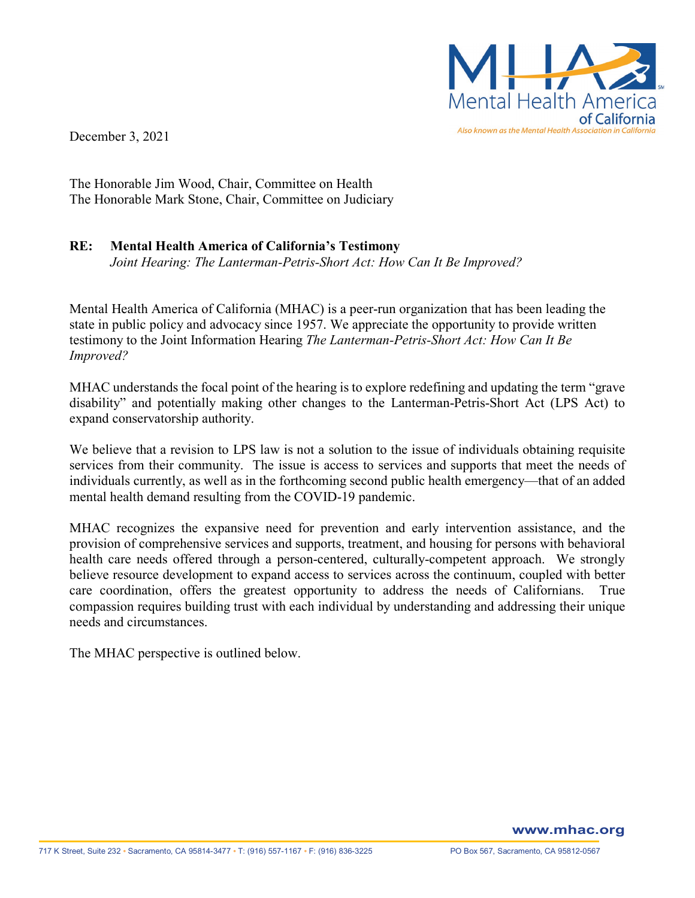Mental Health America of California
Also known as the Mental Health Association in California

December 3, 2021

The Honorable Jim Wood, Chair, Committee on Health
The Honorable Mark Stone, Chair, Committee on Judiciary

**RE: Mental Health America of California's Testimony**
*Joint Hearing: The Lanterman-Petris-Short Act: How Can It Be Improved?*

Mental Health America of California (MHAC) is a peer-run organization that has been leading the state in public policy and advocacy since 1957. We appreciate the opportunity to provide written testimony to the Joint Information Hearing *The Lanterman-Petris-Short Act: How Can It Be Improved?*

MHAC understands the focal point of the hearing is to explore redefining and updating the term "grave disability" and potentially making other changes to the Lanterman-Petris-Short Act (LPS Act) to expand conservatorship authority.

We believe that a revision to LPS law is not a solution to the issue of individuals obtaining requisite services from their community. The issue is access to services and supports that meet the needs of individuals currently, as well as in the forthcoming second public health emergency—that of an added mental health demand resulting from the COVID-19 pandemic.

MHAC recognizes the expansive need for prevention and early intervention assistance, and the provision of comprehensive services and supports, treatment, and housing for persons with behavioral health care needs offered through a person-centered, culturally-competent approach. We strongly believe resource development to expand access to services across the continuum, coupled with better care coordination, offers the greatest opportunity to address the needs of Californians. True compassion requires building trust with each individual by understanding and addressing their unique needs and circumstances.

The MHAC perspective is outlined below.

www.mhac.org

717 K Street, Suite 232 • Sacramento, CA 95814-3477 • T: (916) 557-1167 • F: (916) 836-3225 PO Box 567, Sacramento, CA 95812-0567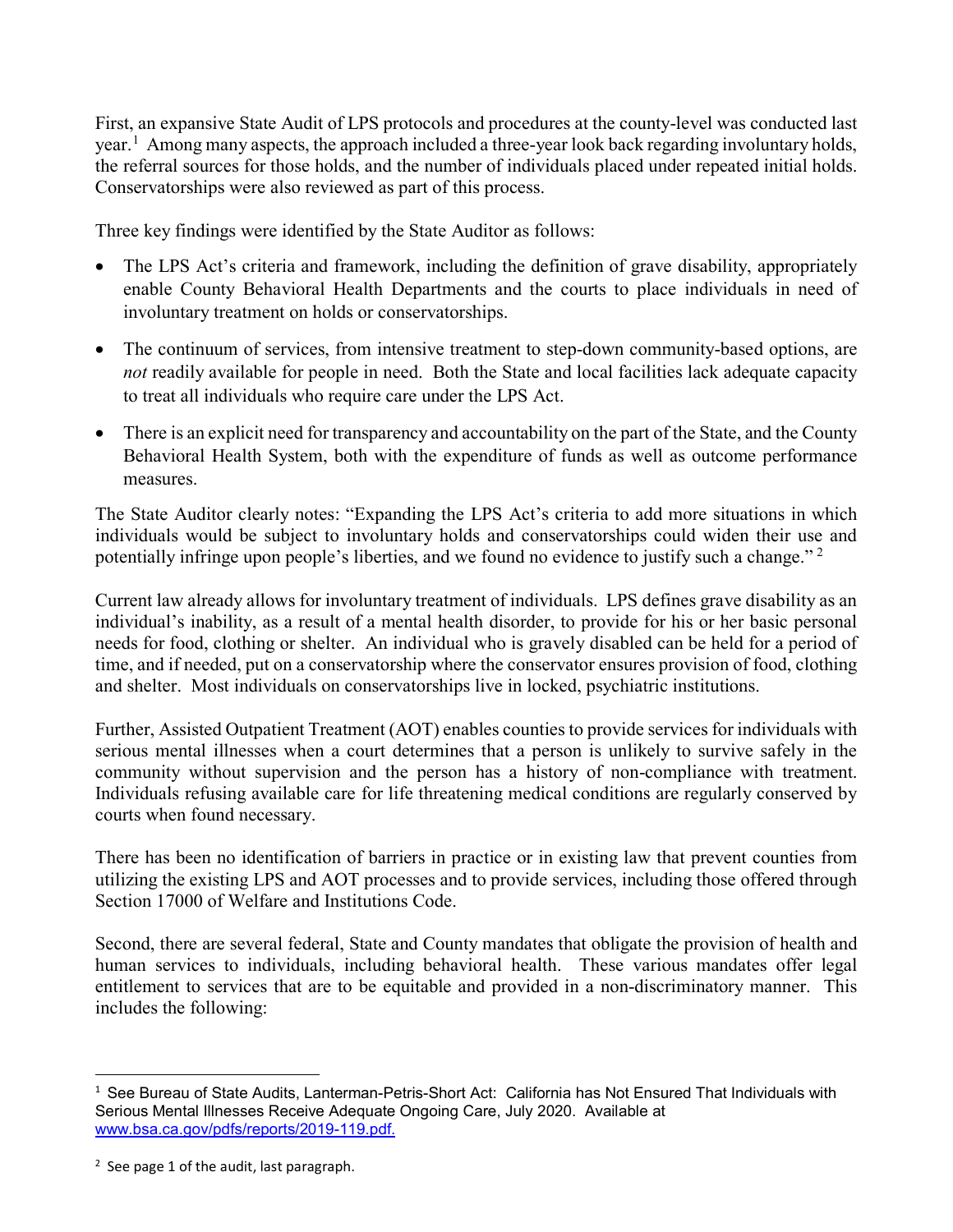First, an expansive State Audit of LPS protocols and procedures at the county-level was conducted last year.[1] Among many aspects, the approach included a three-year look back regarding involuntary holds, the referral sources for those holds, and the number of individuals placed under repeated initial holds. Conservatorships were also reviewed as part of this process.

Three key findings were identified by the State Auditor as follows:

- The LPS Act's criteria and framework, including the definition of grave disability, appropriately enable County Behavioral Health Departments and the courts to place individuals in need of involuntary treatment on holds or conservatorships.
- The continuum of services, from intensive treatment to step-down community-based options, are *not* readily available for people in need. Both the State and local facilities lack adequate capacity to treat all individuals who require care under the LPS Act.
- There is an explicit need for transparency and accountability on the part of the State, and the County Behavioral Health System, both with the expenditure of funds as well as outcome performance measures.

The State Auditor clearly notes: "Expanding the LPS Act's criteria to add more situations in which individuals would be subject to involuntary holds and conservatorships could widen their use and potentially infringe upon people's liberties, and we found no evidence to justify such a change."[2]

Current law already allows for involuntary treatment of individuals. LPS defines grave disability as an individual's inability, as a result of a mental health disorder, to provide for his or her basic personal needs for food, clothing or shelter. An individual who is gravely disabled can be held for a period of time, and if needed, put on a conservatorship where the conservator ensures provision of food, clothing and shelter. Most individuals on conservatorships live in locked, psychiatric institutions.

Further, Assisted Outpatient Treatment (AOT) enables counties to provide services for individuals with serious mental illnesses when a court determines that a person is unlikely to survive safely in the community without supervision and the person has a history of non-compliance with treatment. Individuals refusing available care for life threatening medical conditions are regularly conserved by courts when found necessary.

There has been no identification of barriers in practice or in existing law that prevent counties from utilizing the existing LPS and AOT processes and to provide services, including those offered through Section 17000 of Welfare and Institutions Code.

Second, there are several federal, State and County mandates that obligate the provision of health and human services to individuals, including behavioral health. These various mandates offer legal entitlement to services that are to be equitable and provided in a non-discriminatory manner. This includes the following:

---

[1] See Bureau of State Audits, Lanterman-Petris-Short Act: California has Not Ensured That Individuals with Serious Mental Illnesses Receive Adequate Ongoing Care, July 2020. Available at www.bsa.ca.gov/pdfs/reports/2019-119.pdf.

[2] See page 1 of the audit, last paragraph.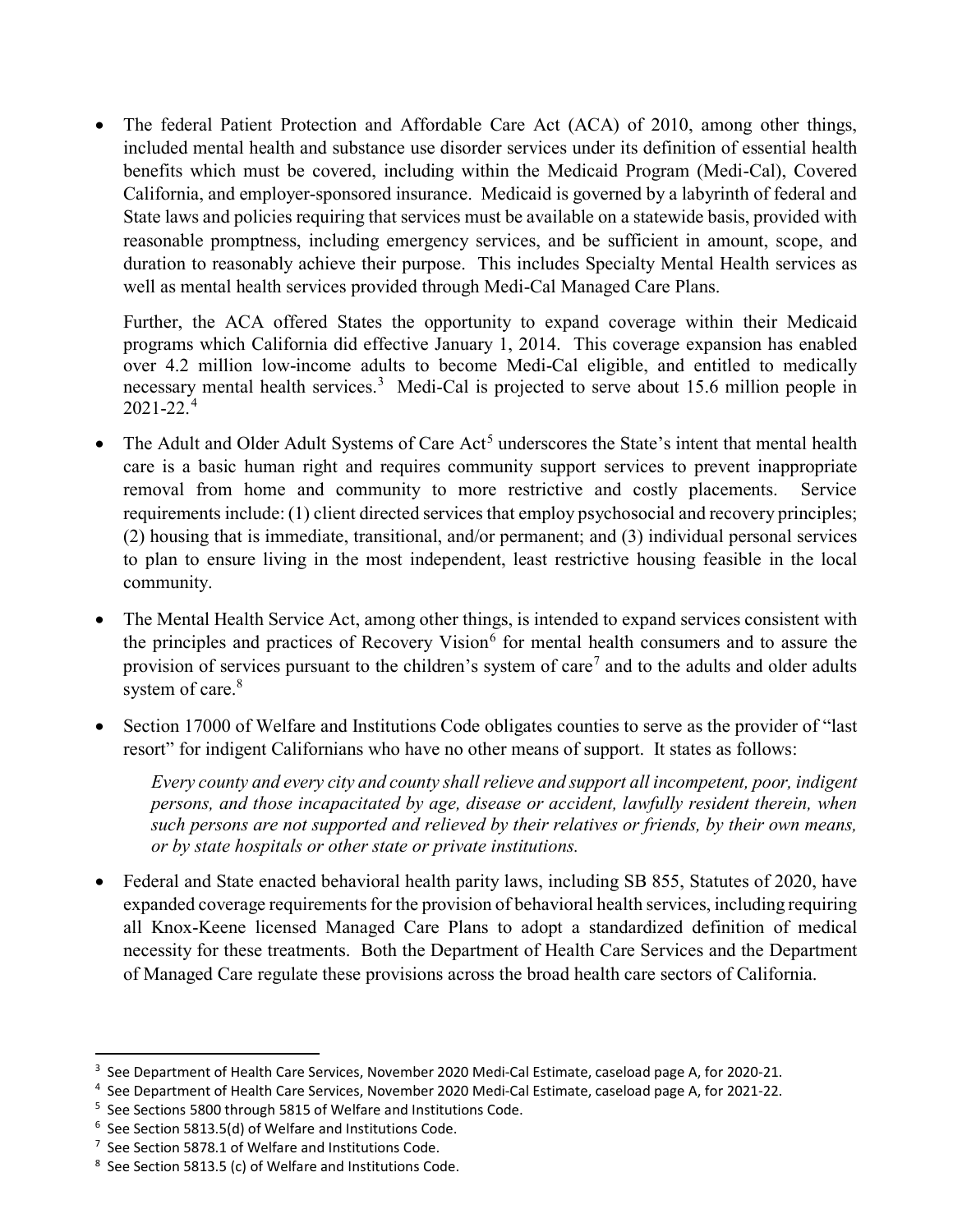- The federal Patient Protection and Affordable Care Act (ACA) of 2010, among other things, included mental health and substance use disorder services under its definition of essential health benefits which must be covered, including within the Medicaid Program (Medi-Cal), Covered California, and employer-sponsored insurance. Medicaid is governed by a labyrinth of federal and State laws and policies requiring that services must be available on a statewide basis, provided with reasonable promptness, including emergency services, and be sufficient in amount, scope, and duration to reasonably achieve their purpose. This includes Specialty Mental Health services as well as mental health services provided through Medi-Cal Managed Care Plans.

  Further, the ACA offered States the opportunity to expand coverage within their Medicaid programs which California did effective January 1, 2014. This coverage expansion has enabled over 4.2 million low-income adults to become Medi-Cal eligible, and entitled to medically necessary mental health services.[3] Medi-Cal is projected to serve about 15.6 million people in 2021-22.[4]

- The Adult and Older Adult Systems of Care Act[5] underscores the State's intent that mental health care is a basic human right and requires community support services to prevent inappropriate removal from home and community to more restrictive and costly placements. Service requirements include: (1) client directed services that employ psychosocial and recovery principles; (2) housing that is immediate, transitional, and/or permanent; and (3) individual personal services to plan to ensure living in the most independent, least restrictive housing feasible in the local community.

- The Mental Health Service Act, among other things, is intended to expand services consistent with the principles and practices of Recovery Vision[6] for mental health consumers and to assure the provision of services pursuant to the children's system of care[7] and to the adults and older adults system of care.[8]

- Section 17000 of Welfare and Institutions Code obligates counties to serve as the provider of "last resort" for indigent Californians who have no other means of support. It states as follows:

  *Every county and every city and county shall relieve and support all incompetent, poor, indigent persons, and those incapacitated by age, disease or accident, lawfully resident therein, when such persons are not supported and relieved by their relatives or friends, by their own means, or by state hospitals or other state or private institutions.*

- Federal and State enacted behavioral health parity laws, including SB 855, Statutes of 2020, have expanded coverage requirements for the provision of behavioral health services, including requiring all Knox-Keene licensed Managed Care Plans to adopt a standardized definition of medical necessity for these treatments. Both the Department of Health Care Services and the Department of Managed Care regulate these provisions across the broad health care sectors of California.

---

[3] See Department of Health Care Services, November 2020 Medi-Cal Estimate, caseload page A, for 2020-21.

[4] See Department of Health Care Services, November 2020 Medi-Cal Estimate, caseload page A, for 2021-22.

[5] See Sections 5800 through 5815 of Welfare and Institutions Code.

[6] See Section 5813.5(d) of Welfare and Institutions Code.

[7] See Section 5878.1 of Welfare and Institutions Code.

[8] See Section 5813.5 (c) of Welfare and Institutions Code.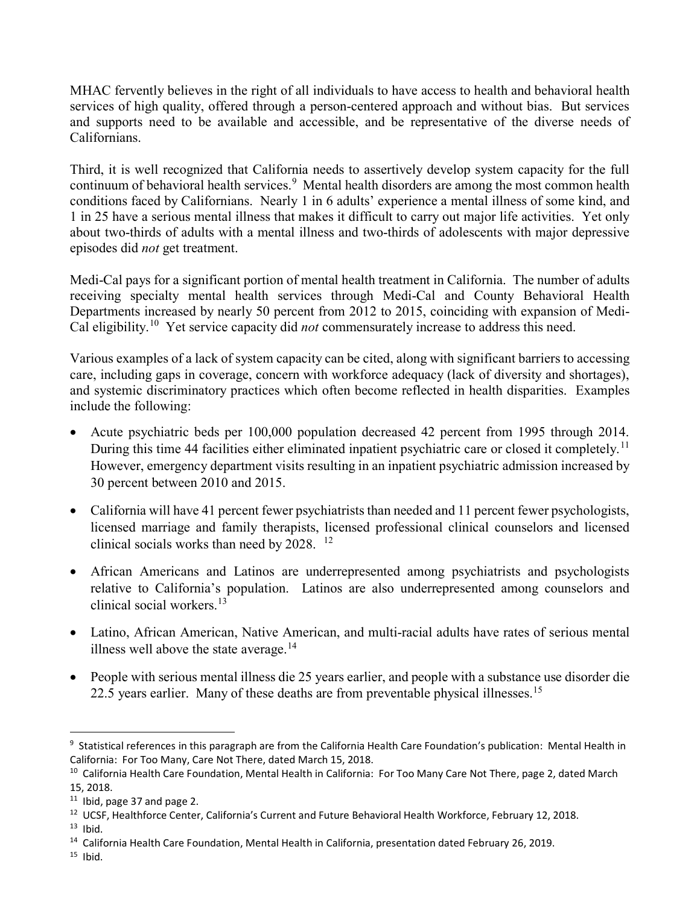MHAC fervently believes in the right of all individuals to have access to health and behavioral health services of high quality, offered through a person-centered approach and without bias. But services and supports need to be available and accessible, and be representative of the diverse needs of Californians.

Third, it is well recognized that California needs to assertively develop system capacity for the full continuum of behavioral health services.[9] Mental health disorders are among the most common health conditions faced by Californians. Nearly 1 in 6 adults' experience a mental illness of some kind, and 1 in 25 have a serious mental illness that makes it difficult to carry out major life activities. Yet only about two-thirds of adults with a mental illness and two-thirds of adolescents with major depressive episodes did *not* get treatment.

Medi-Cal pays for a significant portion of mental health treatment in California. The number of adults receiving specialty mental health services through Medi-Cal and County Behavioral Health Departments increased by nearly 50 percent from 2012 to 2015, coinciding with expansion of Medi-Cal eligibility.[10] Yet service capacity did *not* commensurately increase to address this need.

Various examples of a lack of system capacity can be cited, along with significant barriers to accessing care, including gaps in coverage, concern with workforce adequacy (lack of diversity and shortages), and systemic discriminatory practices which often become reflected in health disparities. Examples include the following:

- Acute psychiatric beds per 100,000 population decreased 42 percent from 1995 through 2014. During this time 44 facilities either eliminated inpatient psychiatric care or closed it completely.[11] However, emergency department visits resulting in an inpatient psychiatric admission increased by 30 percent between 2010 and 2015.
- California will have 41 percent fewer psychiatrists than needed and 11 percent fewer psychologists, licensed marriage and family therapists, licensed professional clinical counselors and licensed clinical socials works than need by 2028. [12]
- African Americans and Latinos are underrepresented among psychiatrists and psychologists relative to California's population. Latinos are also underrepresented among counselors and clinical social workers.[13]
- Latino, African American, Native American, and multi-racial adults have rates of serious mental illness well above the state average.[14]
- People with serious mental illness die 25 years earlier, and people with a substance use disorder die 22.5 years earlier. Many of these deaths are from preventable physical illnesses.[15]

---

[9] Statistical references in this paragraph are from the California Health Care Foundation's publication: Mental Health in California: For Too Many, Care Not There, dated March 15, 2018.

[10] California Health Care Foundation, Mental Health in California: For Too Many Care Not There, page 2, dated March 15, 2018.

[11] Ibid, page 37 and page 2.

[12] UCSF, Healthforce Center, California's Current and Future Behavioral Health Workforce, February 12, 2018.

[13] Ibid.

[14] California Health Care Foundation, Mental Health in California, presentation dated February 26, 2019.

[15] Ibid.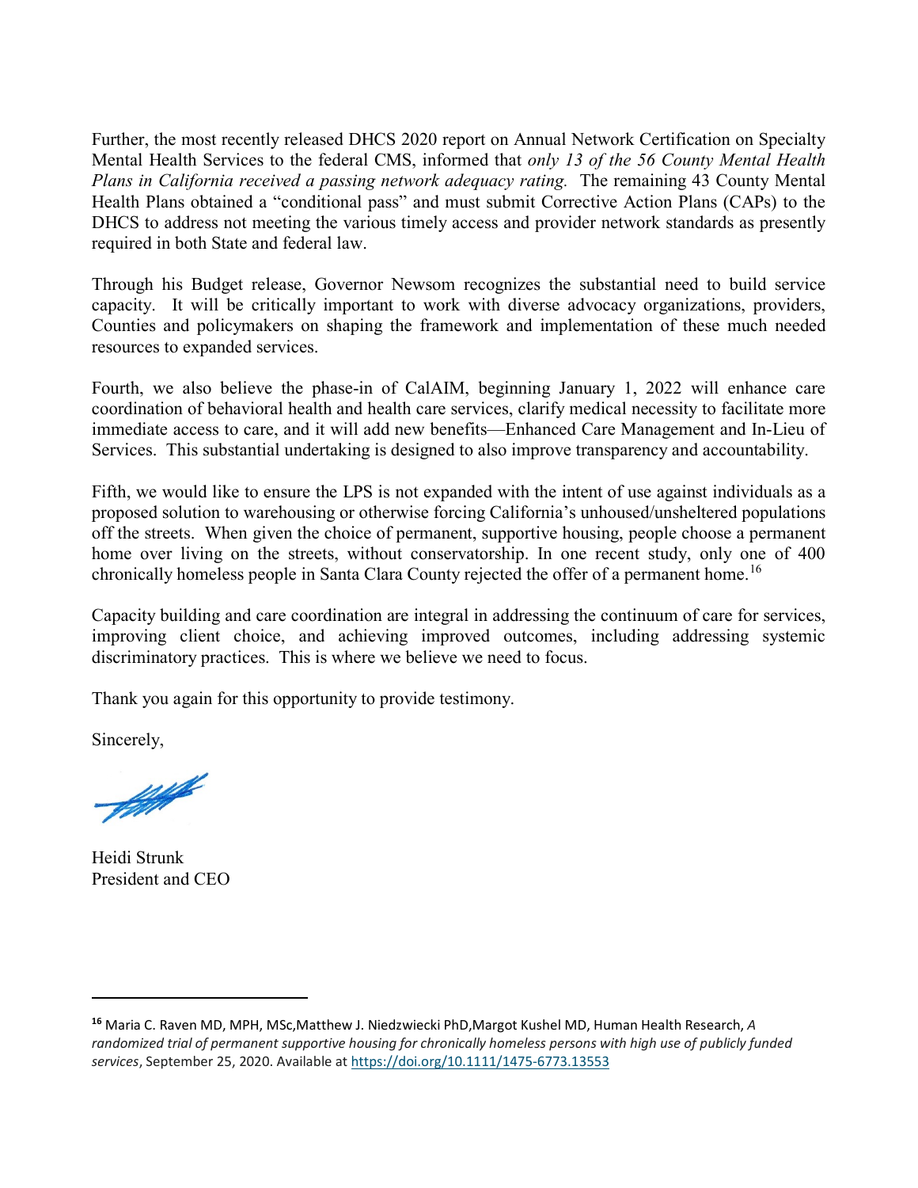Further, the most recently released DHCS 2020 report on Annual Network Certification on Specialty Mental Health Services to the federal CMS, informed that *only 13 of the 56 County Mental Health Plans in California received a passing network adequacy rating.* The remaining 43 County Mental Health Plans obtained a "conditional pass" and must submit Corrective Action Plans (CAPs) to the DHCS to address not meeting the various timely access and provider network standards as presently required in both State and federal law.

Through his Budget release, Governor Newsom recognizes the substantial need to build service capacity. It will be critically important to work with diverse advocacy organizations, providers, Counties and policymakers on shaping the framework and implementation of these much needed resources to expanded services.

Fourth, we also believe the phase-in of CalAIM, beginning January 1, 2022 will enhance care coordination of behavioral health and health care services, clarify medical necessity to facilitate more immediate access to care, and it will add new benefits—Enhanced Care Management and In-Lieu of Services. This substantial undertaking is designed to also improve transparency and accountability.

Fifth, we would like to ensure the LPS is not expanded with the intent of use against individuals as a proposed solution to warehousing or otherwise forcing California's unhoused/unsheltered populations off the streets. When given the choice of permanent, supportive housing, people choose a permanent home over living on the streets, without conservatorship. In one recent study, only one of 400 chronically homeless people in Santa Clara County rejected the offer of a permanent home.[16]

Capacity building and care coordination are integral in addressing the continuum of care for services, improving client choice, and achieving improved outcomes, including addressing systemic discriminatory practices. This is where we believe we need to focus.

Thank you again for this opportunity to provide testimony.

Sincerely,

Heidi Strunk
President and CEO

---

[16] Maria C. Raven MD, MPH, MSc, Matthew J. Niedzwiecki PhD, Margot Kushel MD, Human Health Research, *A randomized trial of permanent supportive housing for chronically homeless persons with high use of publicly funded services*, September 25, 2020. Available at https://doi.org/10.1111/1475-6773.13553